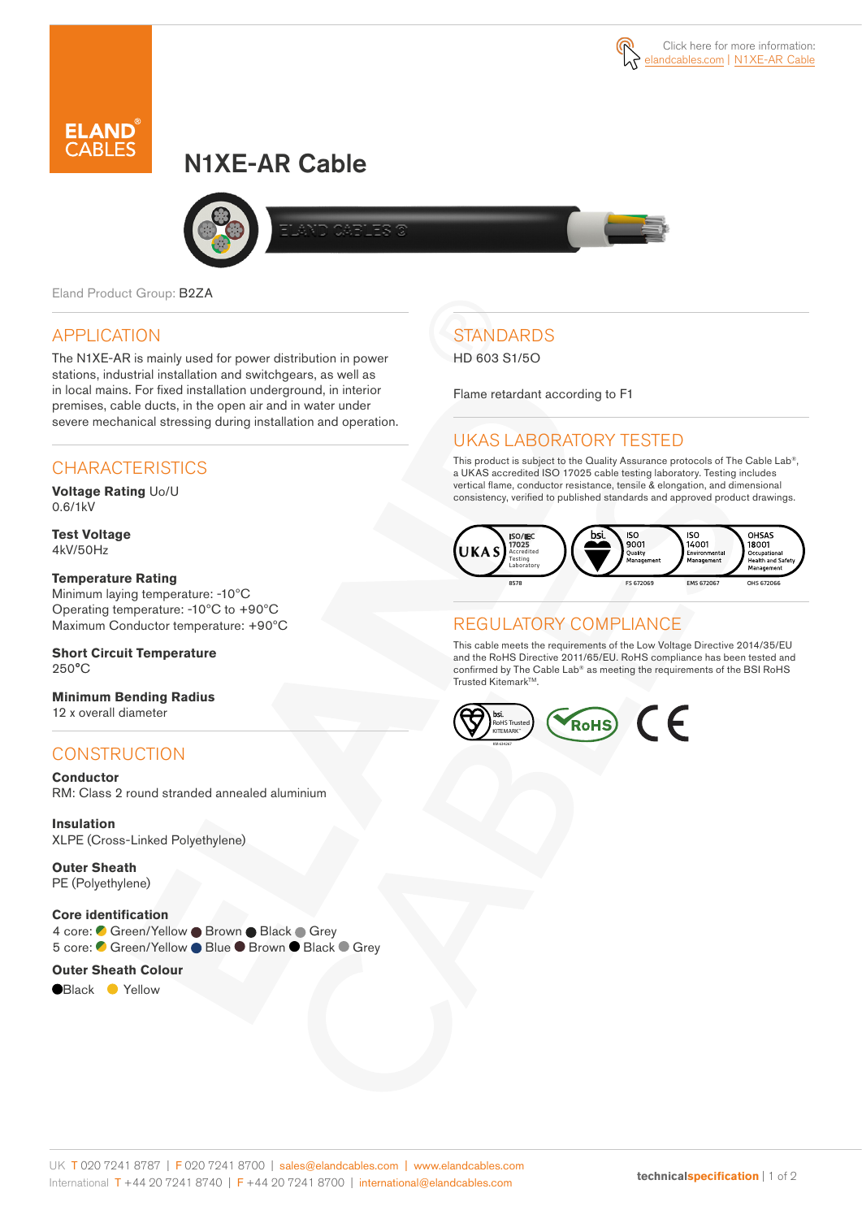Click here for more information: elandcables.com | N1XE-AR Cable

# N1XE-AR Cable

Eland Product Group: B2ZA

## APPLICATION

The N1XE-AR is mainly used for power distribution in power stations, industrial installation and switchgears, as well as in local mains. For fixed installation underground, in interior premises, cable ducts, in the open air and in water under severe mechanical stressing during installation and operation.

## CHARACTERISTICS

**Voltage Rating** Uo/U
0.6/1kV

**Test Voltage**
4kV/50Hz

**Temperature Rating**
Minimum laying temperature: -10°C
Operating temperature: -10°C to +90°C
Maximum Conductor temperature: +90°C

**Short Circuit Temperature**
250°C

**Minimum Bending Radius**
12 x overall diameter

## CONSTRUCTION

**Conductor**
RM: Class 2 round stranded annealed aluminium

**Insulation**
XLPE (Cross-Linked Polyethylene)

**Outer Sheath**
PE (Polyethylene)

**Core identification**
4 core: Green/Yellow, Brown, Black, Grey
5 core: Green/Yellow, Blue, Brown, Black, Grey

**Outer Sheath Colour**
Black, Yellow

## STANDARDS

HD 603 S1/5O

Flame retardant according to F1

## UKAS LABORATORY TESTED

This product is subject to the Quality Assurance protocols of The Cable Lab®, a UKAS accredited ISO 17025 cable testing laboratory. Testing includes vertical flame, conductor resistance, tensile & elongation, and dimensional consistency, verified to published standards and approved product drawings.

UKAS ISO/IEC 17025 Accredited Testing Laboratory 8578 | bsi. ISO 9001 Quality Management FS 672069 | ISO 14001 Environmental Management EMS 672067 | OHSAS 18001 Occupational Health and Safety Management OHS 672066

## REGULATORY COMPLIANCE

This cable meets the requirements of the Low Voltage Directive 2014/35/EU and the RoHS Directive 2011/65/EU. RoHS compliance has been tested and confirmed by The Cable Lab® as meeting the requirements of the BSI RoHS Trusted Kitemark™.

bsi. RoHS Trusted KITEMARK™ | RoHS | CE

UK T 020 7241 8787 | F 020 7241 8700 | sales@elandcables.com | www.elandcables.com
International T +44 20 7241 8740 | F +44 20 7241 8700 | international@elandcables.com

technicalspecification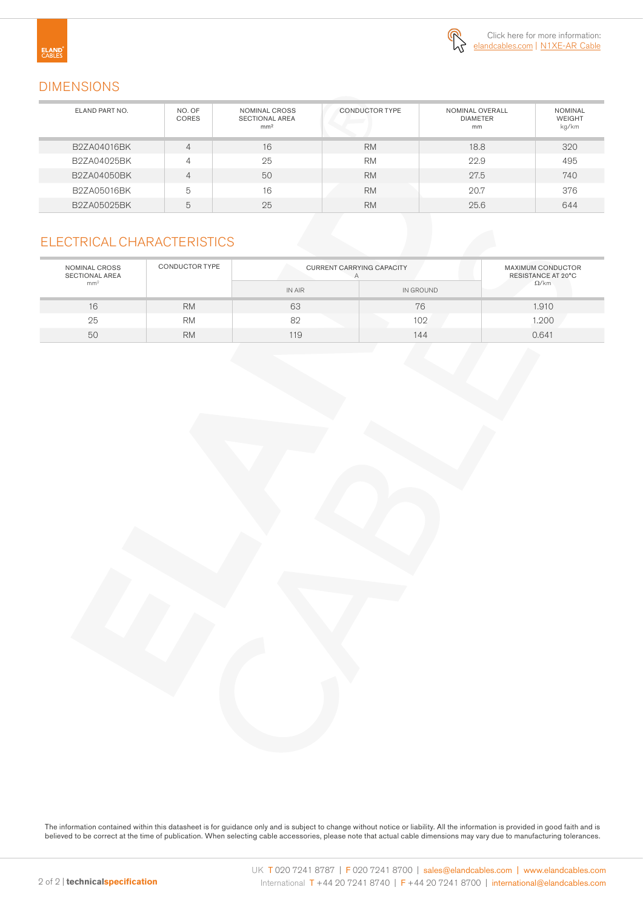Click here for more information: elandcables.com | N1XE-AR Cable

## DIMENSIONS

| ELAND PART NO. | NO. OF CORES | NOMINAL CROSS SECTIONAL AREA mm² | CONDUCTOR TYPE | NOMINAL OVERALL DIAMETER mm | NOMINAL WEIGHT kg/km |
|---|---|---|---|---|---|
| B2ZA04016BK | 4 | 16 | RM | 18.8 | 320 |
| B2ZA04025BK | 4 | 25 | RM | 22.9 | 495 |
| B2ZA04050BK | 4 | 50 | RM | 27.5 | 740 |
| B2ZA05016BK | 5 | 16 | RM | 20.7 | 376 |
| B2ZA05025BK | 5 | 25 | RM | 25.6 | 644 |

## ELECTRICAL CHARACTERISTICS

| NOMINAL CROSS SECTIONAL AREA mm² | CONDUCTOR TYPE | CURRENT CARRYING CAPACITY A | | MAXIMUM CONDUCTOR RESISTANCE AT 20°C Ω/km |
|---|---|---|---|---|
| | | IN AIR | IN GROUND | |
| 16 | RM | 63 | 76 | 1.910 |
| 25 | RM | 82 | 102 | 1.200 |
| 50 | RM | 119 | 144 | 0.641 |

The information contained within this datasheet is for guidance only and is subject to change without notice or liability. All the information is provided in good faith and is believed to be correct at the time of publication. When selecting cable accessories, please note that actual cable dimensions may vary due to manufacturing tolerances.

UK T 020 7241 8787 | F 020 7241 8700 | sales@elandcables.com | www.elandcables.com
International T +44 20 7241 8740 | F +44 20 7241 8700 | international@elandcables.com